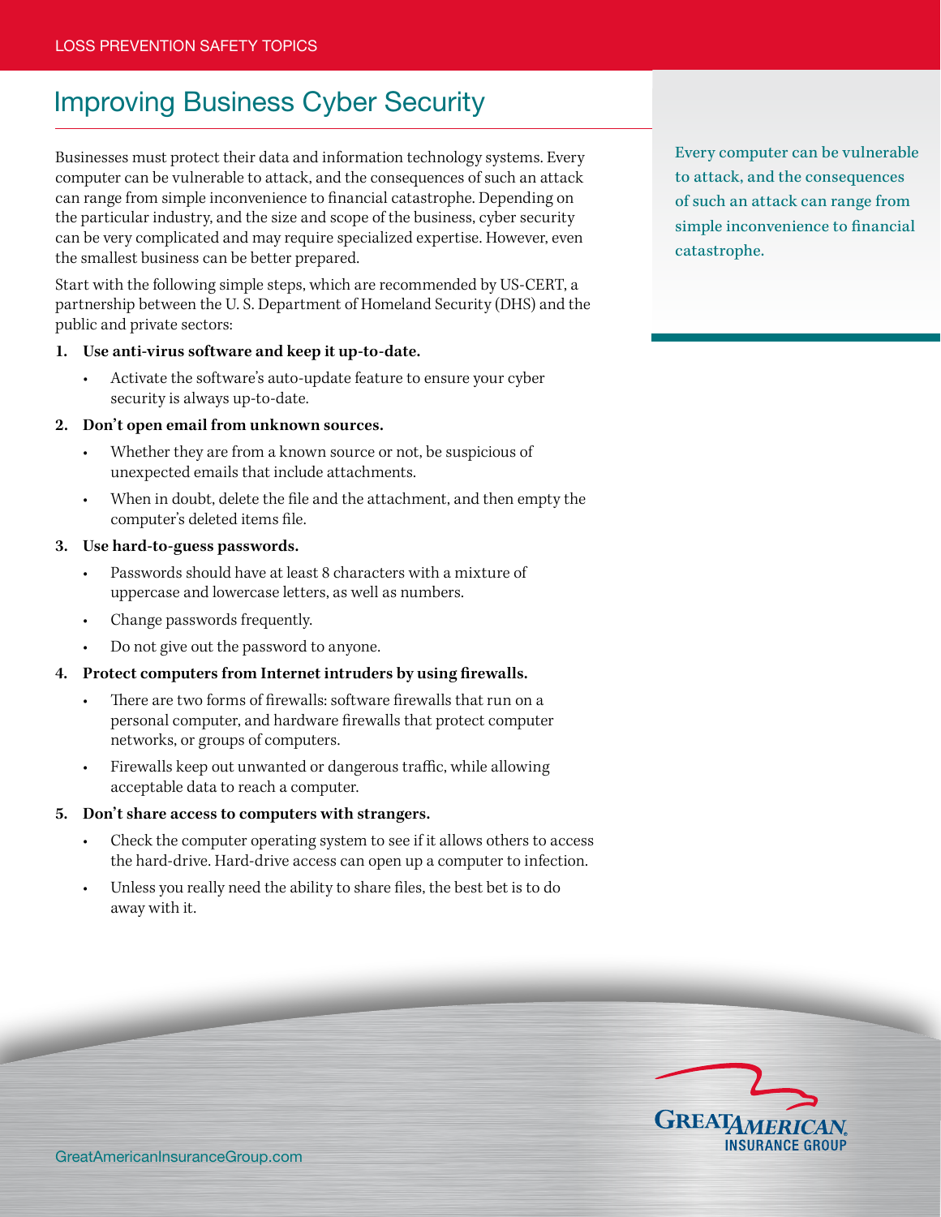LOSS PREVENTION SAFETY TOPICS

# Improving Business Cyber Security

Businesses must protect their data and information technology systems. Every computer can be vulnerable to attack, and the consequences of such an attack can range from simple inconvenience to financial catastrophe. Depending on the particular industry, and the size and scope of the business, cyber security can be very complicated and may require specialized expertise. However, even the smallest business can be better prepared.

Start with the following simple steps, which are recommended by US-CERT, a partnership between the U. S. Department of Homeland Security (DHS) and the public and private sectors:

1. **Use anti-virus software and keep it up-to-date.**
   - Activate the software's auto-update feature to ensure your cyber security is always up-to-date.
2. **Don't open email from unknown sources.**
   - Whether they are from a known source or not, be suspicious of unexpected emails that include attachments.
   - When in doubt, delete the file and the attachment, and then empty the computer's deleted items file.
3. **Use hard-to-guess passwords.**
   - Passwords should have at least 8 characters with a mixture of uppercase and lowercase letters, as well as numbers.
   - Change passwords frequently.
   - Do not give out the password to anyone.
4. **Protect computers from Internet intruders by using firewalls.**
   - There are two forms of firewalls: software firewalls that run on a personal computer, and hardware firewalls that protect computer networks, or groups of computers.
   - Firewalls keep out unwanted or dangerous traffic, while allowing acceptable data to reach a computer.
5. **Don't share access to computers with strangers.**
   - Check the computer operating system to see if it allows others to access the hard-drive. Hard-drive access can open up a computer to infection.
   - Unless you really need the ability to share files, the best bet is to do away with it.

Every computer can be vulnerable to attack, and the consequences of such an attack can range from simple inconvenience to financial catastrophe.

GreatAmericanInsuranceGroup.com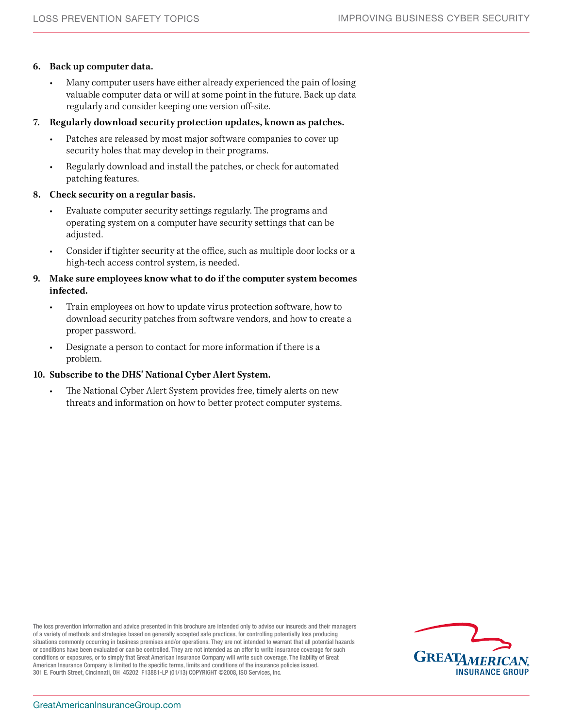6. **Back up computer data.**
   - Many computer users have either already experienced the pain of losing valuable computer data or will at some point in the future. Back up data regularly and consider keeping one version off-site.

7. **Regularly download security protection updates, known as patches.**
   - Patches are released by most major software companies to cover up security holes that may develop in their programs.
   - Regularly download and install the patches, or check for automated patching features.

8. **Check security on a regular basis.**
   - Evaluate computer security settings regularly. The programs and operating system on a computer have security settings that can be adjusted.
   - Consider if tighter security at the office, such as multiple door locks or a high-tech access control system, is needed.

9. **Make sure employees know what to do if the computer system becomes infected.**
   - Train employees on how to update virus protection software, how to download security patches from software vendors, and how to create a proper password.
   - Designate a person to contact for more information if there is a problem.

10. **Subscribe to the DHS' National Cyber Alert System.**
    - The National Cyber Alert System provides free, timely alerts on new threats and information on how to better protect computer systems.

The loss prevention information and advice presented in this brochure are intended only to advise our insureds and their managers of a variety of methods and strategies based on generally accepted safe practices, for controlling potentially loss producing situations commonly occurring in business premises and/or operations. They are not intended to warrant that all potential hazards or conditions have been evaluated or can be controlled. They are not intended as an offer to write insurance coverage for such conditions or exposures, or to simply that Great American Insurance Company will write such coverage. The liability of Great American Insurance Company is limited to the specific terms, limits and conditions of the insurance policies issued.
301 E. Fourth Street, Cincinnati, OH 45202 F13881-LP (01/13) COPYRIGHT ©2008, ISO Services, Inc.

GREAT AMERICAN INSURANCE GROUP

GreatAmericanInsuranceGroup.com